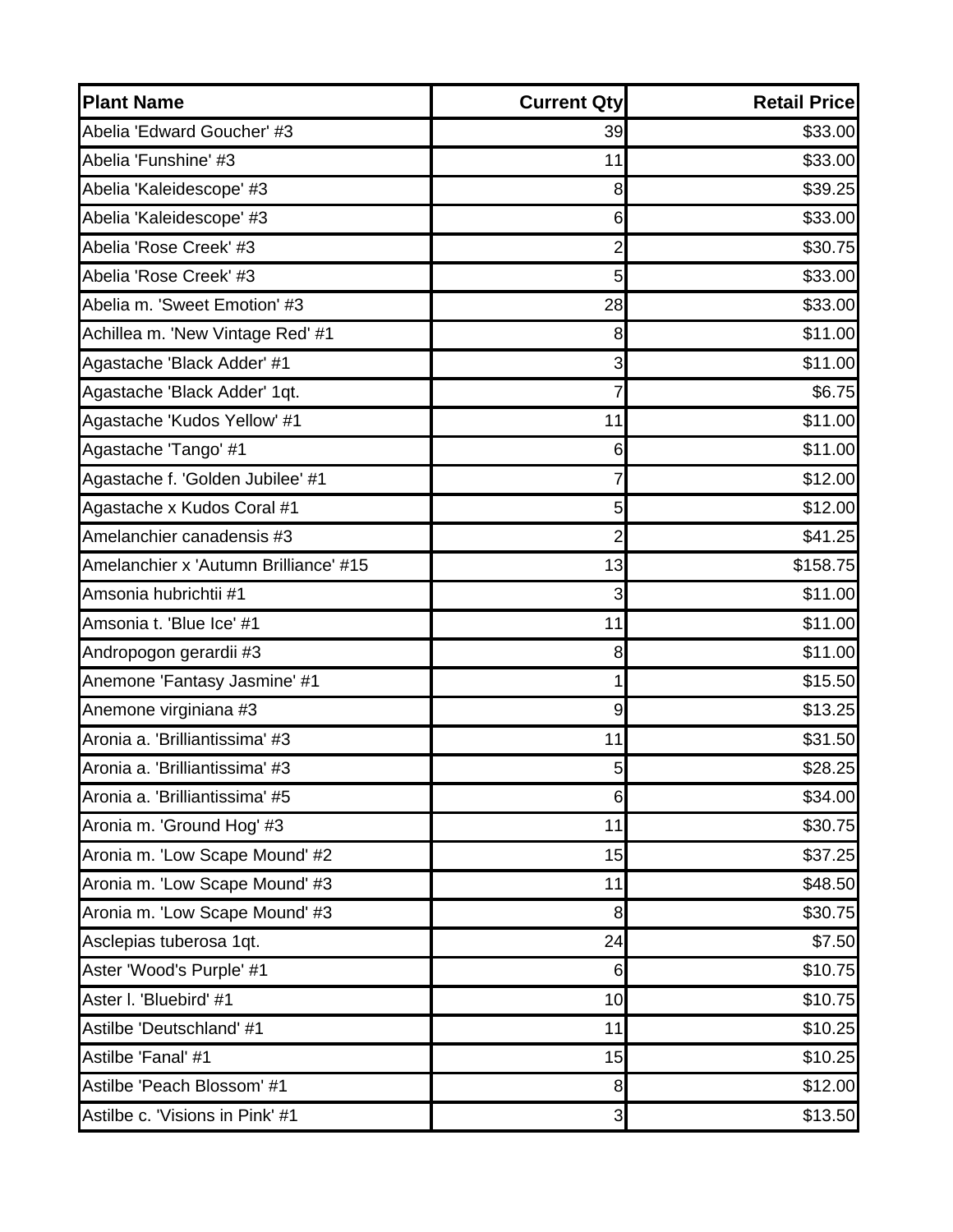| Plant Name | Current Qty | Retail Price |
|---|---|---|
| Abelia 'Edward Goucher' #3 | 39 | $33.00 |
| Abelia 'Funshine' #3 | 11 | $33.00 |
| Abelia 'Kaleidescope' #3 | 8 | $39.25 |
| Abelia 'Kaleidescope' #3 | 6 | $33.00 |
| Abelia 'Rose Creek' #3 | 2 | $30.75 |
| Abelia 'Rose Creek' #3 | 5 | $33.00 |
| Abelia m. 'Sweet Emotion' #3 | 28 | $33.00 |
| Achillea m. 'New Vintage Red' #1 | 8 | $11.00 |
| Agastache 'Black Adder' #1 | 3 | $11.00 |
| Agastache 'Black Adder' 1qt. | 7 | $6.75 |
| Agastache 'Kudos Yellow' #1 | 11 | $11.00 |
| Agastache 'Tango' #1 | 6 | $11.00 |
| Agastache f. 'Golden Jubilee' #1 | 7 | $12.00 |
| Agastache x Kudos Coral #1 | 5 | $12.00 |
| Amelanchier canadensis #3 | 2 | $41.25 |
| Amelanchier x 'Autumn Brilliance' #15 | 13 | $158.75 |
| Amsonia hubrichtii #1 | 3 | $11.00 |
| Amsonia t. 'Blue Ice' #1 | 11 | $11.00 |
| Andropogon gerardii #3 | 8 | $11.00 |
| Anemone 'Fantasy Jasmine' #1 | 1 | $15.50 |
| Anemone virginiana #3 | 9 | $13.25 |
| Aronia a. 'Brilliantissima' #3 | 11 | $31.50 |
| Aronia a. 'Brilliantissima' #3 | 5 | $28.25 |
| Aronia a. 'Brilliantissima' #5 | 6 | $34.00 |
| Aronia m. 'Ground Hog' #3 | 11 | $30.75 |
| Aronia m. 'Low Scape Mound' #2 | 15 | $37.25 |
| Aronia m. 'Low Scape Mound' #3 | 11 | $48.50 |
| Aronia m. 'Low Scape Mound' #3 | 8 | $30.75 |
| Asclepias tuberosa 1qt. | 24 | $7.50 |
| Aster 'Wood's Purple' #1 | 6 | $10.75 |
| Aster l. 'Bluebird' #1 | 10 | $10.75 |
| Astilbe 'Deutschland' #1 | 11 | $10.25 |
| Astilbe 'Fanal' #1 | 15 | $10.25 |
| Astilbe 'Peach Blossom' #1 | 8 | $12.00 |
| Astilbe c. 'Visions in Pink' #1 | 3 | $13.50 |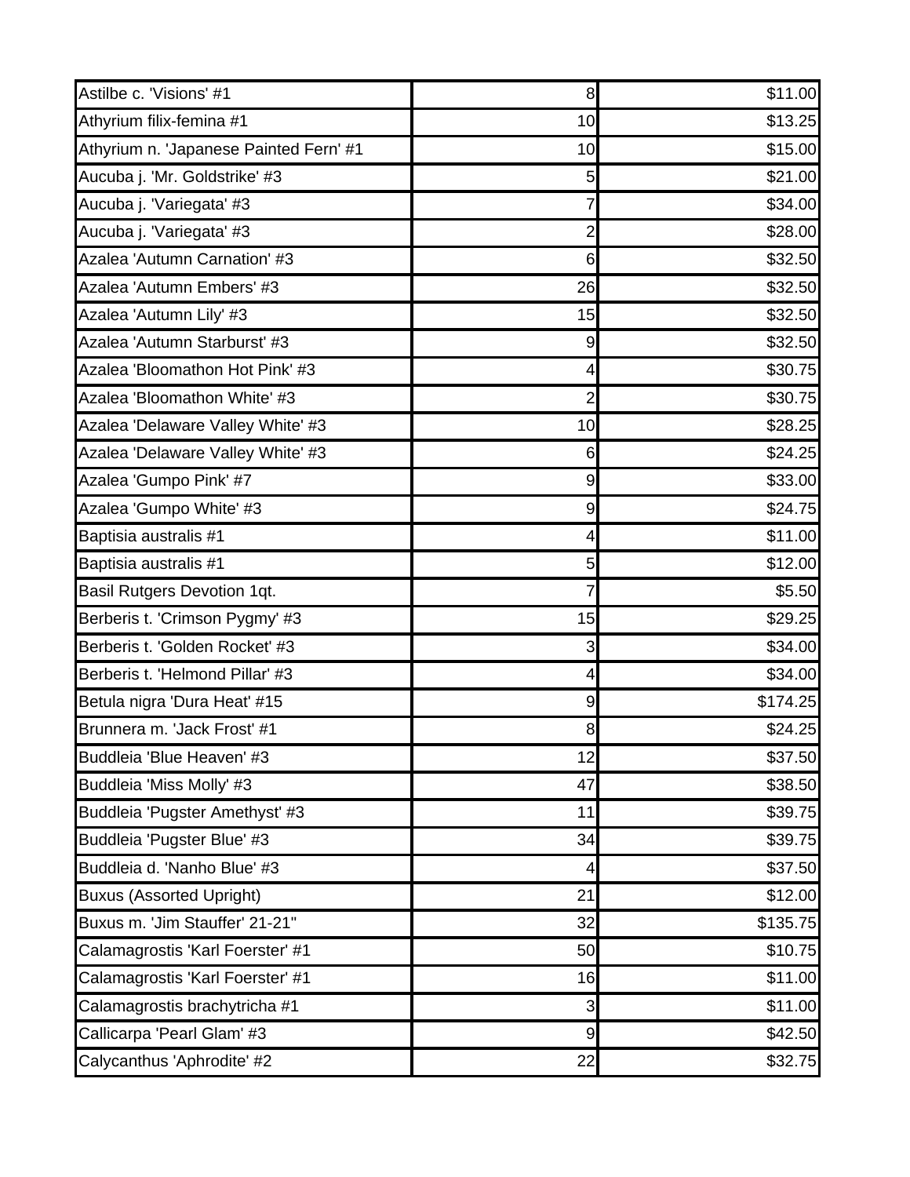| | | |
|---|---|---|
| Astilbe c. 'Visions' #1 | 8 | $11.00 |
| Athyrium filix-femina #1 | 10 | $13.25 |
| Athyrium n. 'Japanese Painted Fern' #1 | 10 | $15.00 |
| Aucuba j. 'Mr. Goldstrike' #3 | 5 | $21.00 |
| Aucuba j. 'Variegata' #3 | 7 | $34.00 |
| Aucuba j. 'Variegata' #3 | 2 | $28.00 |
| Azalea 'Autumn Carnation' #3 | 6 | $32.50 |
| Azalea 'Autumn Embers' #3 | 26 | $32.50 |
| Azalea 'Autumn Lily' #3 | 15 | $32.50 |
| Azalea 'Autumn Starburst' #3 | 9 | $32.50 |
| Azalea 'Bloomathon Hot Pink' #3 | 4 | $30.75 |
| Azalea 'Bloomathon White' #3 | 2 | $30.75 |
| Azalea 'Delaware Valley White' #3 | 10 | $28.25 |
| Azalea 'Delaware Valley White' #3 | 6 | $24.25 |
| Azalea 'Gumpo Pink' #7 | 9 | $33.00 |
| Azalea 'Gumpo White' #3 | 9 | $24.75 |
| Baptisia australis #1 | 4 | $11.00 |
| Baptisia australis #1 | 5 | $12.00 |
| Basil Rutgers Devotion 1qt. | 7 | $5.50 |
| Berberis t. 'Crimson Pygmy' #3 | 15 | $29.25 |
| Berberis t. 'Golden Rocket' #3 | 3 | $34.00 |
| Berberis t. 'Helmond Pillar' #3 | 4 | $34.00 |
| Betula nigra 'Dura Heat' #15 | 9 | $174.25 |
| Brunnera m. 'Jack Frost' #1 | 8 | $24.25 |
| Buddleia 'Blue Heaven' #3 | 12 | $37.50 |
| Buddleia 'Miss Molly' #3 | 47 | $38.50 |
| Buddleia 'Pugster Amethyst' #3 | 11 | $39.75 |
| Buddleia 'Pugster Blue' #3 | 34 | $39.75 |
| Buddleia d. 'Nanho Blue' #3 | 4 | $37.50 |
| Buxus (Assorted Upright) | 21 | $12.00 |
| Buxus m. 'Jim Stauffer' 21-21" | 32 | $135.75 |
| Calamagrostis 'Karl Foerster' #1 | 50 | $10.75 |
| Calamagrostis 'Karl Foerster' #1 | 16 | $11.00 |
| Calamagrostis brachytricha #1 | 3 | $11.00 |
| Callicarpa 'Pearl Glam' #3 | 9 | $42.50 |
| Calycanthus 'Aphrodite' #2 | 22 | $32.75 |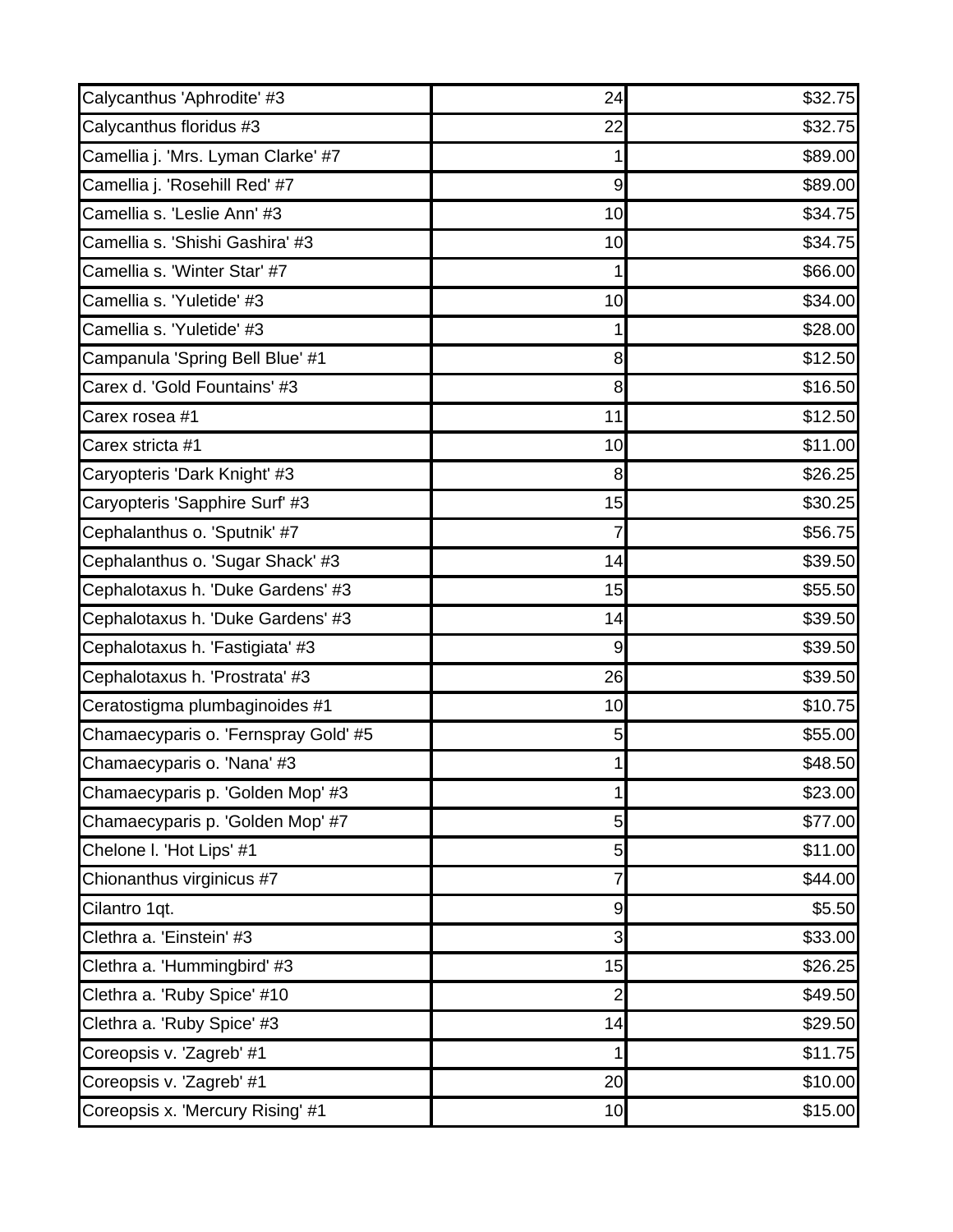| | | |
|---|---|---|
| Calycanthus 'Aphrodite' #3 | 24 | $32.75 |
| Calycanthus floridus #3 | 22 | $32.75 |
| Camellia j. 'Mrs. Lyman Clarke' #7 | 1 | $89.00 |
| Camellia j. 'Rosehill Red' #7 | 9 | $89.00 |
| Camellia s. 'Leslie Ann' #3 | 10 | $34.75 |
| Camellia s. 'Shishi Gashira' #3 | 10 | $34.75 |
| Camellia s. 'Winter Star' #7 | 1 | $66.00 |
| Camellia s. 'Yuletide' #3 | 10 | $34.00 |
| Camellia s. 'Yuletide' #3 | 1 | $28.00 |
| Campanula 'Spring Bell Blue' #1 | 8 | $12.50 |
| Carex d. 'Gold Fountains' #3 | 8 | $16.50 |
| Carex rosea #1 | 11 | $12.50 |
| Carex stricta #1 | 10 | $11.00 |
| Caryopteris 'Dark Knight' #3 | 8 | $26.25 |
| Caryopteris 'Sapphire Surf' #3 | 15 | $30.25 |
| Cephalanthus o. 'Sputnik' #7 | 7 | $56.75 |
| Cephalanthus o. 'Sugar Shack' #3 | 14 | $39.50 |
| Cephalotaxus h. 'Duke Gardens' #3 | 15 | $55.50 |
| Cephalotaxus h. 'Duke Gardens' #3 | 14 | $39.50 |
| Cephalotaxus h. 'Fastigiata' #3 | 9 | $39.50 |
| Cephalotaxus h. 'Prostrata' #3 | 26 | $39.50 |
| Ceratostigma plumbaginoides #1 | 10 | $10.75 |
| Chamaecyparis o. 'Fernspray Gold' #5 | 5 | $55.00 |
| Chamaecyparis o. 'Nana' #3 | 1 | $48.50 |
| Chamaecyparis p. 'Golden Mop' #3 | 1 | $23.00 |
| Chamaecyparis p. 'Golden Mop' #7 | 5 | $77.00 |
| Chelone l. 'Hot Lips' #1 | 5 | $11.00 |
| Chionanthus virginicus #7 | 7 | $44.00 |
| Cilantro 1qt. | 9 | $5.50 |
| Clethra a. 'Einstein' #3 | 3 | $33.00 |
| Clethra a. 'Hummingbird' #3 | 15 | $26.25 |
| Clethra a. 'Ruby Spice' #10 | 2 | $49.50 |
| Clethra a. 'Ruby Spice' #3 | 14 | $29.50 |
| Coreopsis v. 'Zagreb' #1 | 1 | $11.75 |
| Coreopsis v. 'Zagreb' #1 | 20 | $10.00 |
| Coreopsis x. 'Mercury Rising' #1 | 10 | $15.00 |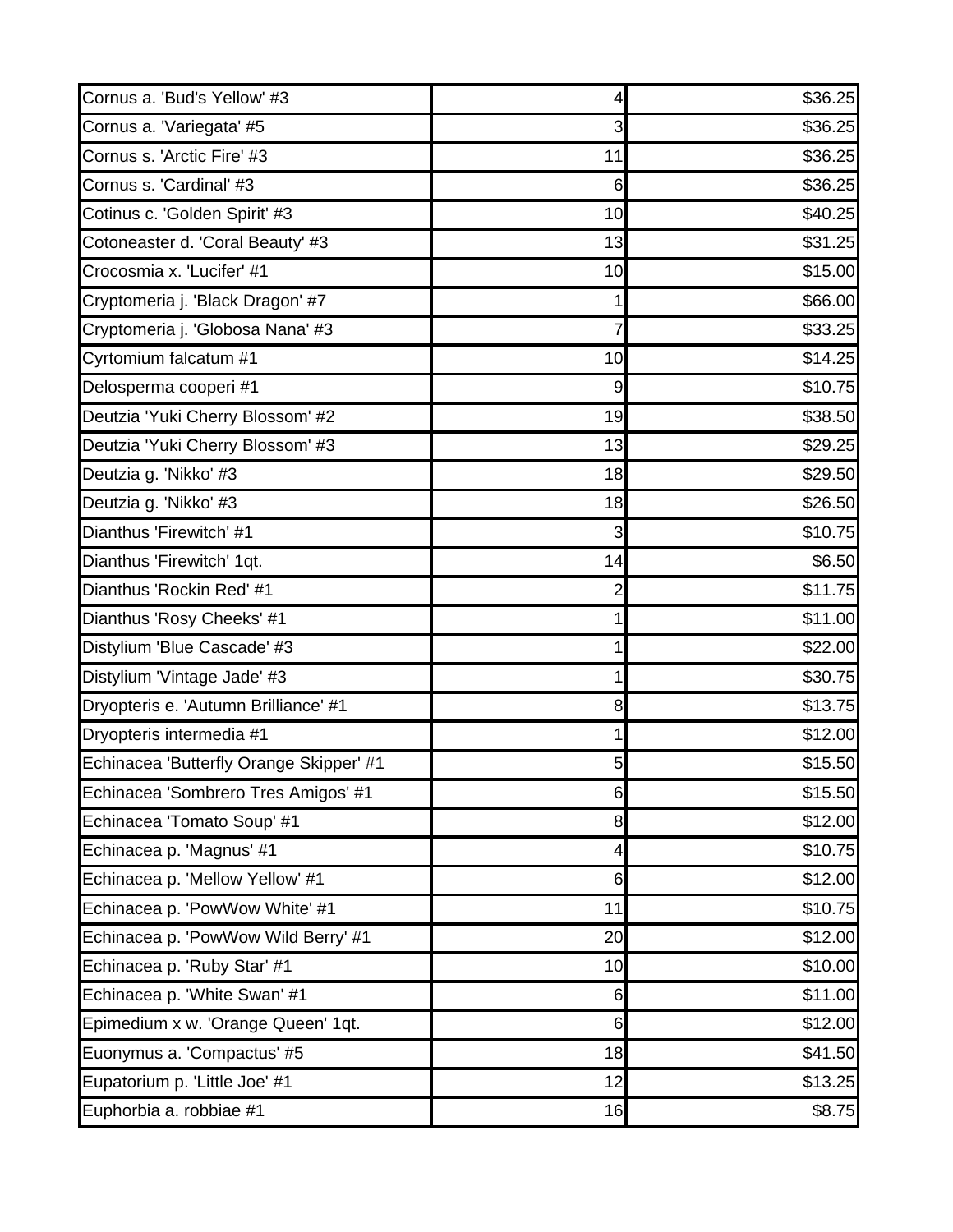| | | |
|---|---|---|
| Cornus a. 'Bud's Yellow' #3 | 4 | $36.25 |
| Cornus a. 'Variegata' #5 | 3 | $36.25 |
| Cornus s. 'Arctic Fire' #3 | 11 | $36.25 |
| Cornus s. 'Cardinal' #3 | 6 | $36.25 |
| Cotinus c. 'Golden Spirit' #3 | 10 | $40.25 |
| Cotoneaster d. 'Coral Beauty' #3 | 13 | $31.25 |
| Crocosmia x. 'Lucifer' #1 | 10 | $15.00 |
| Cryptomeria j. 'Black Dragon' #7 | 1 | $66.00 |
| Cryptomeria j. 'Globosa Nana' #3 | 7 | $33.25 |
| Cyrtomium falcatum #1 | 10 | $14.25 |
| Delosperma cooperi #1 | 9 | $10.75 |
| Deutzia 'Yuki Cherry Blossom' #2 | 19 | $38.50 |
| Deutzia 'Yuki Cherry Blossom' #3 | 13 | $29.25 |
| Deutzia g. 'Nikko' #3 | 18 | $29.50 |
| Deutzia g. 'Nikko' #3 | 18 | $26.50 |
| Dianthus 'Firewitch' #1 | 3 | $10.75 |
| Dianthus 'Firewitch' 1qt. | 14 | $6.50 |
| Dianthus 'Rockin Red' #1 | 2 | $11.75 |
| Dianthus 'Rosy Cheeks' #1 | 1 | $11.00 |
| Distylium 'Blue Cascade' #3 | 1 | $22.00 |
| Distylium 'Vintage Jade' #3 | 1 | $30.75 |
| Dryopteris e. 'Autumn Brilliance' #1 | 8 | $13.75 |
| Dryopteris intermedia #1 | 1 | $12.00 |
| Echinacea 'Butterfly Orange Skipper' #1 | 5 | $15.50 |
| Echinacea 'Sombrero Tres Amigos' #1 | 6 | $15.50 |
| Echinacea 'Tomato Soup' #1 | 8 | $12.00 |
| Echinacea p. 'Magnus' #1 | 4 | $10.75 |
| Echinacea p. 'Mellow Yellow' #1 | 6 | $12.00 |
| Echinacea p. 'PowWow White' #1 | 11 | $10.75 |
| Echinacea p. 'PowWow Wild Berry' #1 | 20 | $12.00 |
| Echinacea p. 'Ruby Star' #1 | 10 | $10.00 |
| Echinacea p. 'White Swan' #1 | 6 | $11.00 |
| Epimedium x w. 'Orange Queen' 1qt. | 6 | $12.00 |
| Euonymus a. 'Compactus' #5 | 18 | $41.50 |
| Eupatorium p. 'Little Joe' #1 | 12 | $13.25 |
| Euphorbia a. robbiae #1 | 16 | $8.75 |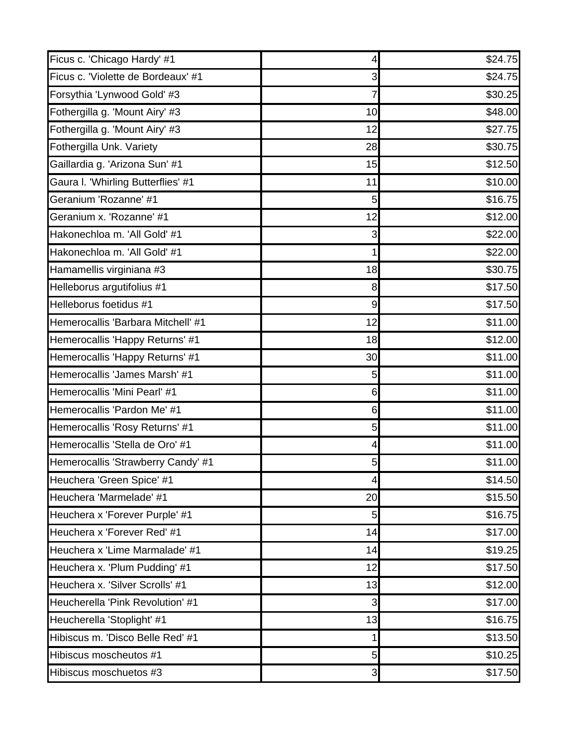| Ficus c. 'Chicago Hardy' #1 | 4 | $24.75 |
|---|---|---|
| Ficus c. 'Violette de Bordeaux' #1 | 3 | $24.75 |
| Forsythia 'Lynwood Gold' #3 | 7 | $30.25 |
| Fothergilla g. 'Mount Airy' #3 | 10 | $48.00 |
| Fothergilla g. 'Mount Airy' #3 | 12 | $27.75 |
| Fothergilla Unk. Variety | 28 | $30.75 |
| Gaillardia g. 'Arizona Sun' #1 | 15 | $12.50 |
| Gaura l. 'Whirling Butterflies' #1 | 11 | $10.00 |
| Geranium 'Rozanne' #1 | 5 | $16.75 |
| Geranium x. 'Rozanne' #1 | 12 | $12.00 |
| Hakonechloa m. 'All Gold' #1 | 3 | $22.00 |
| Hakonechloa m. 'All Gold' #1 | 1 | $22.00 |
| Hamamellis virginiana #3 | 18 | $30.75 |
| Helleborus argutifolius #1 | 8 | $17.50 |
| Helleborus foetidus #1 | 9 | $17.50 |
| Hemerocallis 'Barbara Mitchell' #1 | 12 | $11.00 |
| Hemerocallis 'Happy Returns' #1 | 18 | $12.00 |
| Hemerocallis 'Happy Returns' #1 | 30 | $11.00 |
| Hemerocallis 'James Marsh' #1 | 5 | $11.00 |
| Hemerocallis 'Mini Pearl' #1 | 6 | $11.00 |
| Hemerocallis 'Pardon Me' #1 | 6 | $11.00 |
| Hemerocallis 'Rosy Returns' #1 | 5 | $11.00 |
| Hemerocallis 'Stella de Oro' #1 | 4 | $11.00 |
| Hemerocallis 'Strawberry Candy' #1 | 5 | $11.00 |
| Heuchera 'Green Spice' #1 | 4 | $14.50 |
| Heuchera 'Marmelade' #1 | 20 | $15.50 |
| Heuchera x 'Forever Purple' #1 | 5 | $16.75 |
| Heuchera x 'Forever Red' #1 | 14 | $17.00 |
| Heuchera x 'Lime Marmalade' #1 | 14 | $19.25 |
| Heuchera x. 'Plum Pudding' #1 | 12 | $17.50 |
| Heuchera x. 'Silver Scrolls' #1 | 13 | $12.00 |
| Heucherella 'Pink Revolution' #1 | 3 | $17.00 |
| Heucherella 'Stoplight' #1 | 13 | $16.75 |
| Hibiscus m. 'Disco Belle Red' #1 | 1 | $13.50 |
| Hibiscus moscheutos #1 | 5 | $10.25 |
| Hibiscus moschuetos #3 | 3 | $17.50 |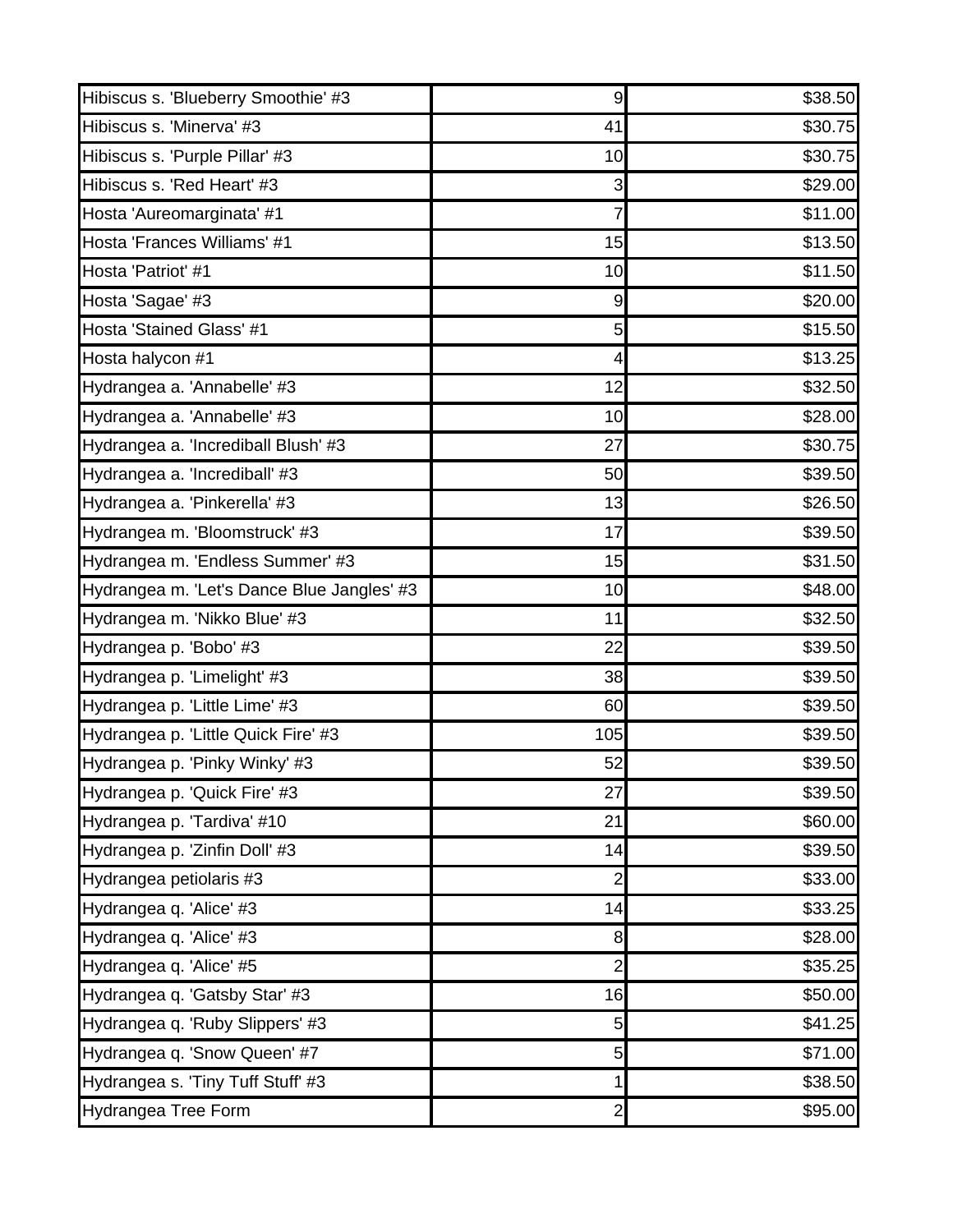| | | |
|---|---|---|
| Hibiscus s. 'Blueberry Smoothie' #3 | 9 | $38.50 |
| Hibiscus s. 'Minerva' #3 | 41 | $30.75 |
| Hibiscus s. 'Purple Pillar' #3 | 10 | $30.75 |
| Hibiscus s. 'Red Heart' #3 | 3 | $29.00 |
| Hosta 'Aureomarginata' #1 | 7 | $11.00 |
| Hosta 'Frances Williams' #1 | 15 | $13.50 |
| Hosta 'Patriot' #1 | 10 | $11.50 |
| Hosta 'Sagae' #3 | 9 | $20.00 |
| Hosta 'Stained Glass' #1 | 5 | $15.50 |
| Hosta halycon #1 | 4 | $13.25 |
| Hydrangea a. 'Annabelle' #3 | 12 | $32.50 |
| Hydrangea a. 'Annabelle' #3 | 10 | $28.00 |
| Hydrangea a. 'Incrediball Blush' #3 | 27 | $30.75 |
| Hydrangea a. 'Incrediball' #3 | 50 | $39.50 |
| Hydrangea a. 'Pinkerella' #3 | 13 | $26.50 |
| Hydrangea m. 'Bloomstruck' #3 | 17 | $39.50 |
| Hydrangea m. 'Endless Summer' #3 | 15 | $31.50 |
| Hydrangea m. 'Let's Dance Blue Jangles' #3 | 10 | $48.00 |
| Hydrangea m. 'Nikko Blue' #3 | 11 | $32.50 |
| Hydrangea p. 'Bobo' #3 | 22 | $39.50 |
| Hydrangea p. 'Limelight' #3 | 38 | $39.50 |
| Hydrangea p. 'Little Lime' #3 | 60 | $39.50 |
| Hydrangea p. 'Little Quick Fire' #3 | 105 | $39.50 |
| Hydrangea p. 'Pinky Winky' #3 | 52 | $39.50 |
| Hydrangea p. 'Quick Fire' #3 | 27 | $39.50 |
| Hydrangea p. 'Tardiva' #10 | 21 | $60.00 |
| Hydrangea p. 'Zinfin Doll' #3 | 14 | $39.50 |
| Hydrangea petiolaris #3 | 2 | $33.00 |
| Hydrangea q. 'Alice' #3 | 14 | $33.25 |
| Hydrangea q. 'Alice' #3 | 8 | $28.00 |
| Hydrangea q. 'Alice' #5 | 2 | $35.25 |
| Hydrangea q. 'Gatsby Star' #3 | 16 | $50.00 |
| Hydrangea q. 'Ruby Slippers' #3 | 5 | $41.25 |
| Hydrangea q. 'Snow Queen' #7 | 5 | $71.00 |
| Hydrangea s. 'Tiny Tuff Stuff' #3 | 1 | $38.50 |
| Hydrangea Tree Form | 2 | $95.00 |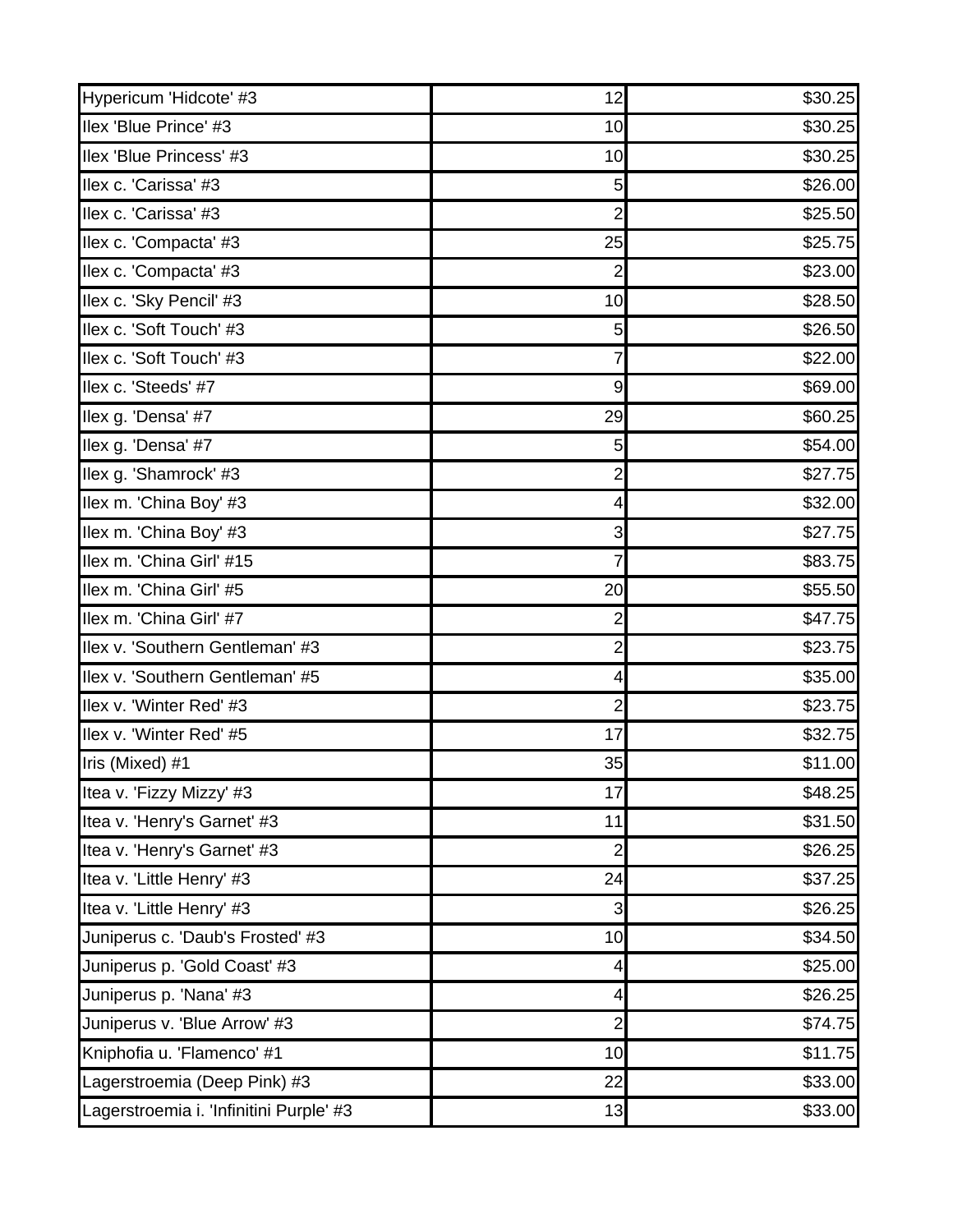| | | |
|---|---|---|
| Hypericum 'Hidcote' #3 | 12 | $30.25 |
| Ilex 'Blue Prince' #3 | 10 | $30.25 |
| Ilex 'Blue Princess' #3 | 10 | $30.25 |
| Ilex c. 'Carissa' #3 | 5 | $26.00 |
| Ilex c. 'Carissa' #3 | 2 | $25.50 |
| Ilex c. 'Compacta' #3 | 25 | $25.75 |
| Ilex c. 'Compacta' #3 | 2 | $23.00 |
| Ilex c. 'Sky Pencil' #3 | 10 | $28.50 |
| Ilex c. 'Soft Touch' #3 | 5 | $26.50 |
| Ilex c. 'Soft Touch' #3 | 7 | $22.00 |
| Ilex c. 'Steeds' #7 | 9 | $69.00 |
| Ilex g. 'Densa' #7 | 29 | $60.25 |
| Ilex g. 'Densa' #7 | 5 | $54.00 |
| Ilex g. 'Shamrock' #3 | 2 | $27.75 |
| Ilex m. 'China Boy' #3 | 4 | $32.00 |
| Ilex m. 'China Boy' #3 | 3 | $27.75 |
| Ilex m. 'China Girl' #15 | 7 | $83.75 |
| Ilex m. 'China Girl' #5 | 20 | $55.50 |
| Ilex m. 'China Girl' #7 | 2 | $47.75 |
| Ilex v. 'Southern Gentleman' #3 | 2 | $23.75 |
| Ilex v. 'Southern Gentleman' #5 | 4 | $35.00 |
| Ilex v. 'Winter Red' #3 | 2 | $23.75 |
| Ilex v. 'Winter Red' #5 | 17 | $32.75 |
| Iris (Mixed) #1 | 35 | $11.00 |
| Itea v. 'Fizzy Mizzy' #3 | 17 | $48.25 |
| Itea v. 'Henry's Garnet' #3 | 11 | $31.50 |
| Itea v. 'Henry's Garnet' #3 | 2 | $26.25 |
| Itea v. 'Little Henry' #3 | 24 | $37.25 |
| Itea v. 'Little Henry' #3 | 3 | $26.25 |
| Juniperus c. 'Daub's Frosted' #3 | 10 | $34.50 |
| Juniperus p. 'Gold Coast' #3 | 4 | $25.00 |
| Juniperus p. 'Nana' #3 | 4 | $26.25 |
| Juniperus v. 'Blue Arrow' #3 | 2 | $74.75 |
| Kniphofia u. 'Flamenco' #1 | 10 | $11.75 |
| Lagerstroemia (Deep Pink) #3 | 22 | $33.00 |
| Lagerstroemia i. 'Infinitini Purple' #3 | 13 | $33.00 |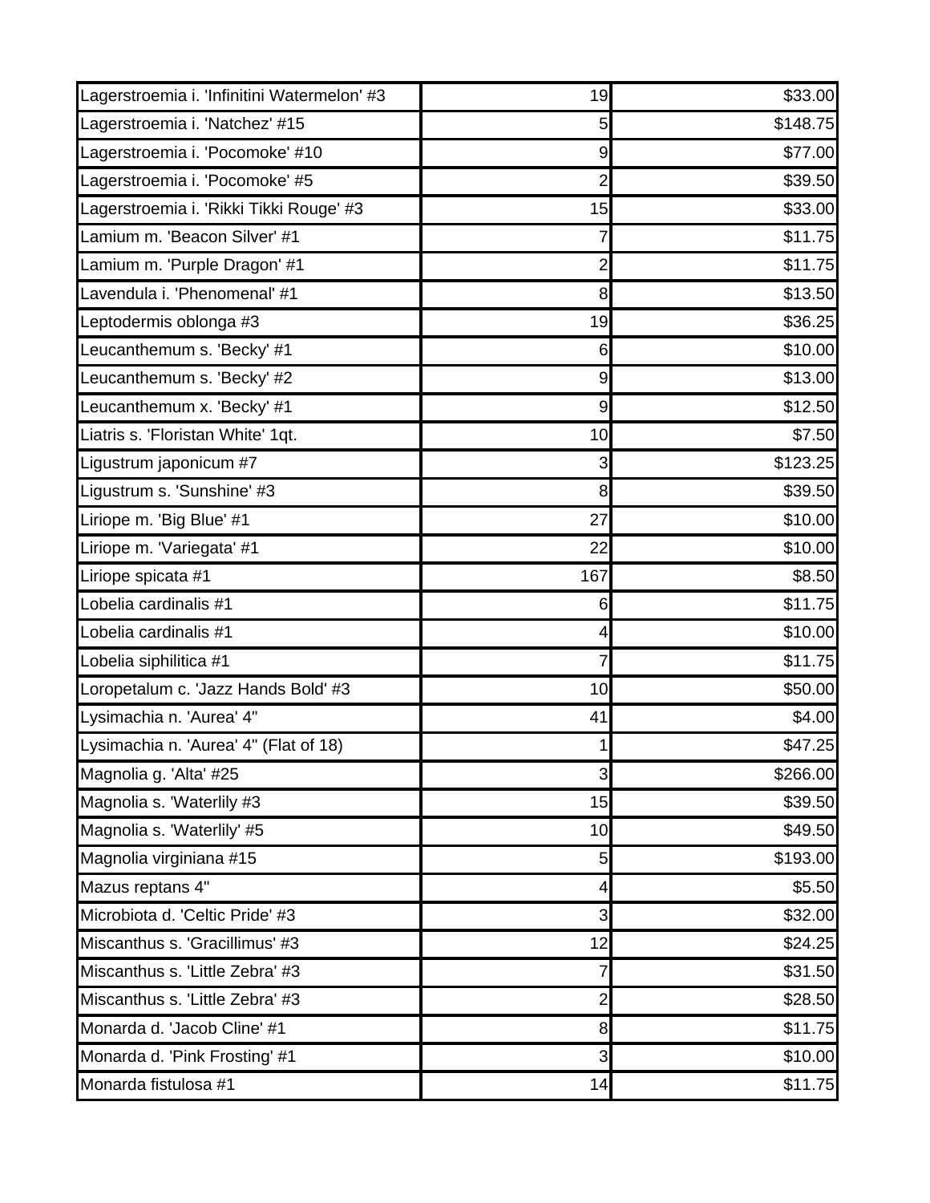| | | |
|---|---|---|
| Lagerstroemia i. 'Infinitini Watermelon' #3 | 19 | $33.00 |
| Lagerstroemia i. 'Natchez' #15 | 5 | $148.75 |
| Lagerstroemia i. 'Pocomoke' #10 | 9 | $77.00 |
| Lagerstroemia i. 'Pocomoke' #5 | 2 | $39.50 |
| Lagerstroemia i. 'Rikki Tikki Rouge' #3 | 15 | $33.00 |
| Lamium m. 'Beacon Silver' #1 | 7 | $11.75 |
| Lamium m. 'Purple Dragon' #1 | 2 | $11.75 |
| Lavendula i. 'Phenomenal' #1 | 8 | $13.50 |
| Leptodermis oblonga #3 | 19 | $36.25 |
| Leucanthemum s. 'Becky' #1 | 6 | $10.00 |
| Leucanthemum s. 'Becky' #2 | 9 | $13.00 |
| Leucanthemum x. 'Becky' #1 | 9 | $12.50 |
| Liatris s. 'Floristan White' 1qt. | 10 | $7.50 |
| Ligustrum japonicum #7 | 3 | $123.25 |
| Ligustrum s. 'Sunshine' #3 | 8 | $39.50 |
| Liriope m. 'Big Blue' #1 | 27 | $10.00 |
| Liriope m. 'Variegata' #1 | 22 | $10.00 |
| Liriope spicata #1 | 167 | $8.50 |
| Lobelia cardinalis #1 | 6 | $11.75 |
| Lobelia cardinalis #1 | 4 | $10.00 |
| Lobelia siphilitica #1 | 7 | $11.75 |
| Loropetalum c. 'Jazz Hands Bold' #3 | 10 | $50.00 |
| Lysimachia n. 'Aurea' 4" | 41 | $4.00 |
| Lysimachia n. 'Aurea' 4" (Flat of 18) | 1 | $47.25 |
| Magnolia g. 'Alta' #25 | 3 | $266.00 |
| Magnolia s. 'Waterlily #3 | 15 | $39.50 |
| Magnolia s. 'Waterlily' #5 | 10 | $49.50 |
| Magnolia virginiana #15 | 5 | $193.00 |
| Mazus reptans 4" | 4 | $5.50 |
| Microbiota d. 'Celtic Pride' #3 | 3 | $32.00 |
| Miscanthus s. 'Gracillimus' #3 | 12 | $24.25 |
| Miscanthus s. 'Little Zebra' #3 | 7 | $31.50 |
| Miscanthus s. 'Little Zebra' #3 | 2 | $28.50 |
| Monarda d. 'Jacob Cline' #1 | 8 | $11.75 |
| Monarda d. 'Pink Frosting' #1 | 3 | $10.00 |
| Monarda fistulosa #1 | 14 | $11.75 |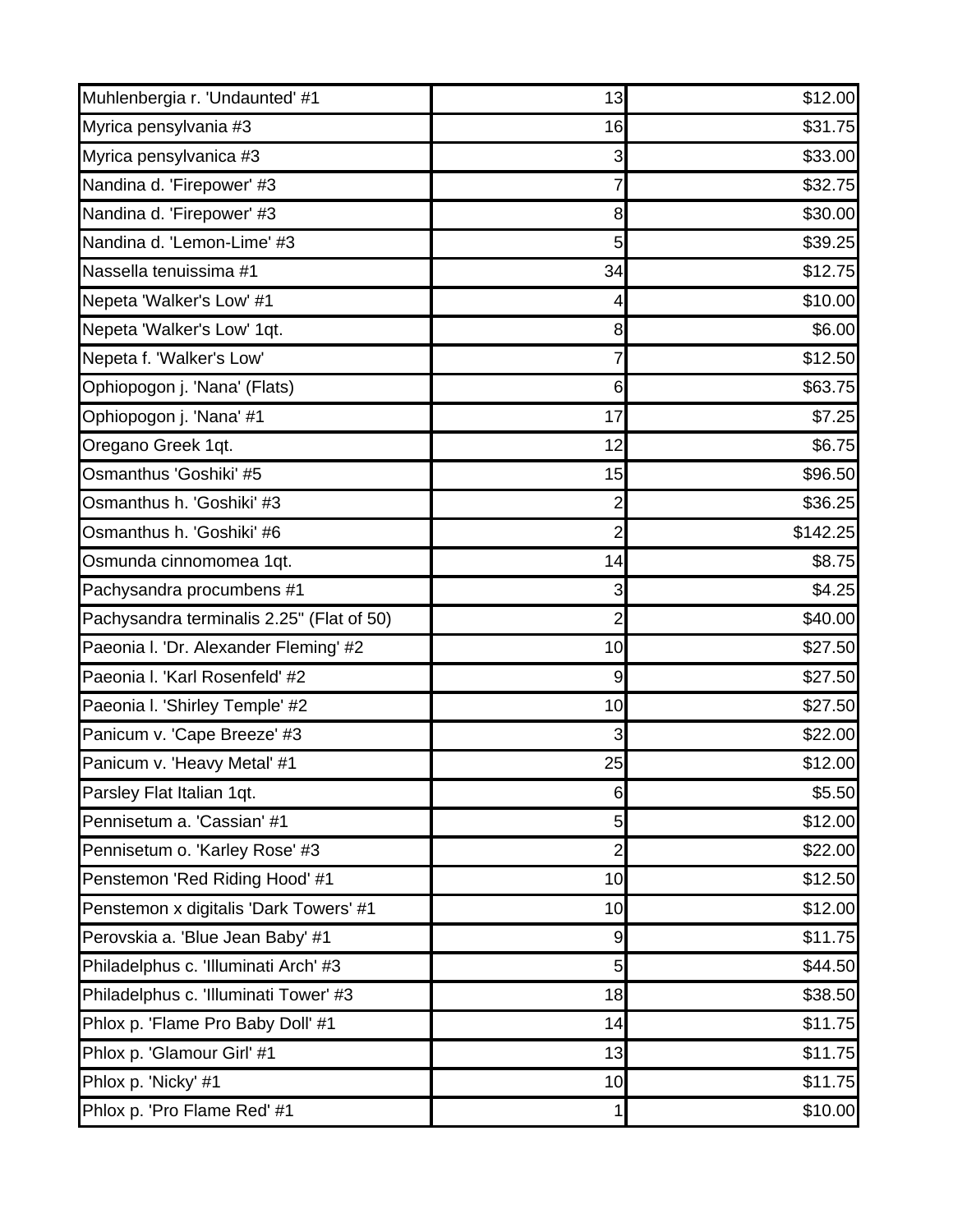| | | |
|---|---|---|
| Muhlenbergia r. 'Undaunted' #1 | 13 | $12.00 |
| Myrica pensylvania #3 | 16 | $31.75 |
| Myrica pensylvanica #3 | 3 | $33.00 |
| Nandina d. 'Firepower' #3 | 7 | $32.75 |
| Nandina d. 'Firepower' #3 | 8 | $30.00 |
| Nandina d. 'Lemon-Lime' #3 | 5 | $39.25 |
| Nassella tenuissima #1 | 34 | $12.75 |
| Nepeta 'Walker's Low' #1 | 4 | $10.00 |
| Nepeta 'Walker's Low' 1qt. | 8 | $6.00 |
| Nepeta f. 'Walker's Low' | 7 | $12.50 |
| Ophiopogon j. 'Nana' (Flats) | 6 | $63.75 |
| Ophiopogon j. 'Nana' #1 | 17 | $7.25 |
| Oregano Greek 1qt. | 12 | $6.75 |
| Osmanthus 'Goshiki' #5 | 15 | $96.50 |
| Osmanthus h. 'Goshiki' #3 | 2 | $36.25 |
| Osmanthus h. 'Goshiki' #6 | 2 | $142.25 |
| Osmunda cinnomomea 1qt. | 14 | $8.75 |
| Pachysandra procumbens #1 | 3 | $4.25 |
| Pachysandra terminalis 2.25" (Flat of 50) | 2 | $40.00 |
| Paeonia l. 'Dr. Alexander Fleming' #2 | 10 | $27.50 |
| Paeonia l. 'Karl Rosenfeld' #2 | 9 | $27.50 |
| Paeonia l. 'Shirley Temple' #2 | 10 | $27.50 |
| Panicum v. 'Cape Breeze' #3 | 3 | $22.00 |
| Panicum v. 'Heavy Metal' #1 | 25 | $12.00 |
| Parsley Flat Italian 1qt. | 6 | $5.50 |
| Pennisetum a. 'Cassian' #1 | 5 | $12.00 |
| Pennisetum o. 'Karley Rose' #3 | 2 | $22.00 |
| Penstemon 'Red Riding Hood' #1 | 10 | $12.50 |
| Penstemon x digitalis 'Dark Towers' #1 | 10 | $12.00 |
| Perovskia a. 'Blue Jean Baby' #1 | 9 | $11.75 |
| Philadelphus c. 'Illuminati Arch' #3 | 5 | $44.50 |
| Philadelphus c. 'Illuminati Tower' #3 | 18 | $38.50 |
| Phlox p. 'Flame Pro Baby Doll' #1 | 14 | $11.75 |
| Phlox p. 'Glamour Girl' #1 | 13 | $11.75 |
| Phlox p. 'Nicky' #1 | 10 | $11.75 |
| Phlox p. 'Pro Flame Red' #1 | 1 | $10.00 |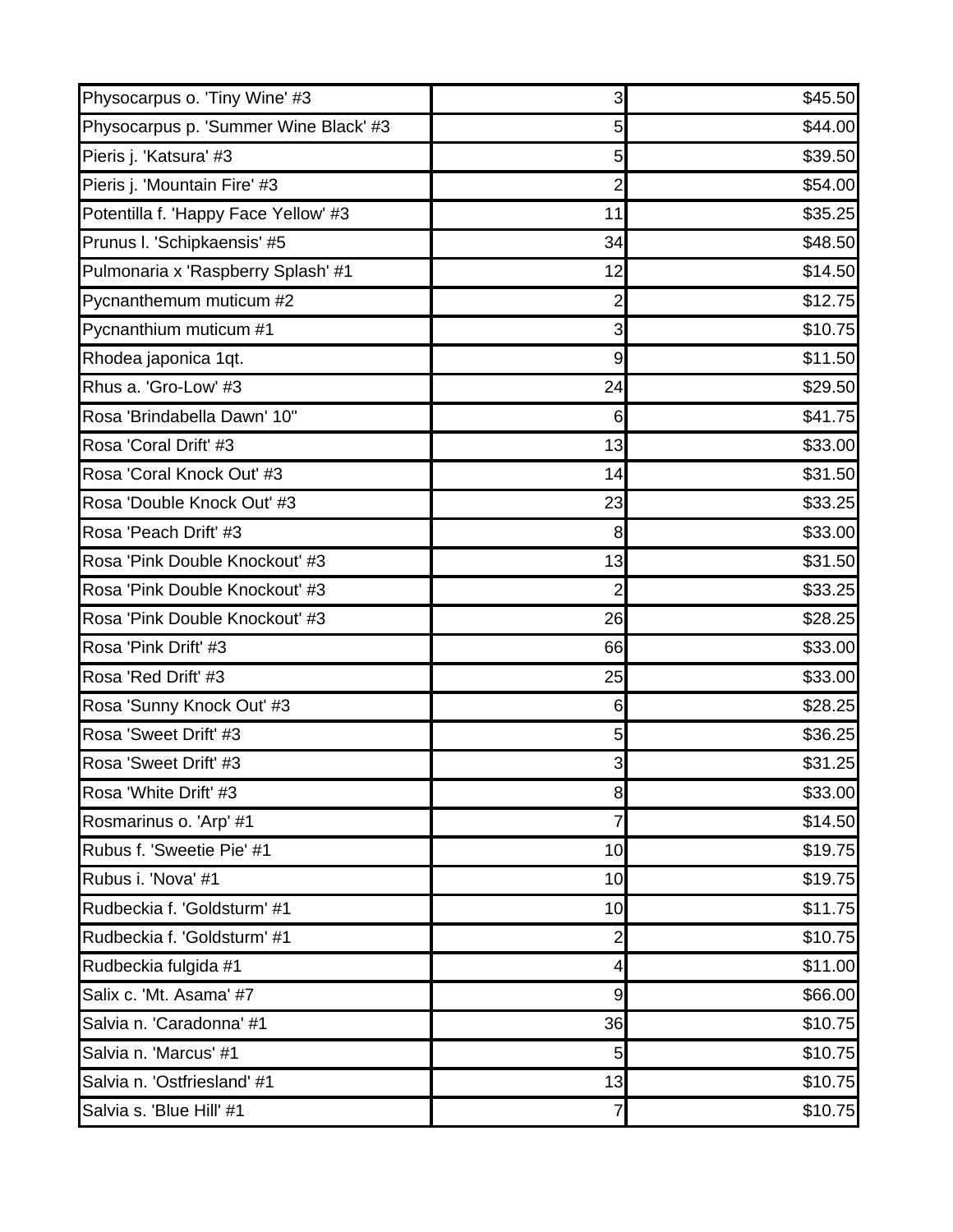| | | |
|---|---|---|
| Physocarpus o. 'Tiny Wine' #3 | 3 | $45.50 |
| Physocarpus p. 'Summer Wine Black' #3 | 5 | $44.00 |
| Pieris j. 'Katsura' #3 | 5 | $39.50 |
| Pieris j. 'Mountain Fire' #3 | 2 | $54.00 |
| Potentilla f. 'Happy Face Yellow' #3 | 11 | $35.25 |
| Prunus l. 'Schipkaensis' #5 | 34 | $48.50 |
| Pulmonaria x 'Raspberry Splash' #1 | 12 | $14.50 |
| Pycnanthemum muticum #2 | 2 | $12.75 |
| Pycnanthium muticum #1 | 3 | $10.75 |
| Rhodea japonica 1qt. | 9 | $11.50 |
| Rhus a. 'Gro-Low' #3 | 24 | $29.50 |
| Rosa 'Brindabella Dawn' 10" | 6 | $41.75 |
| Rosa 'Coral Drift' #3 | 13 | $33.00 |
| Rosa 'Coral Knock Out' #3 | 14 | $31.50 |
| Rosa 'Double Knock Out' #3 | 23 | $33.25 |
| Rosa 'Peach Drift' #3 | 8 | $33.00 |
| Rosa 'Pink Double Knockout' #3 | 13 | $31.50 |
| Rosa 'Pink Double Knockout' #3 | 2 | $33.25 |
| Rosa 'Pink Double Knockout' #3 | 26 | $28.25 |
| Rosa 'Pink Drift' #3 | 66 | $33.00 |
| Rosa 'Red Drift' #3 | 25 | $33.00 |
| Rosa 'Sunny Knock Out' #3 | 6 | $28.25 |
| Rosa 'Sweet Drift' #3 | 5 | $36.25 |
| Rosa 'Sweet Drift' #3 | 3 | $31.25 |
| Rosa 'White Drift' #3 | 8 | $33.00 |
| Rosmarinus o. 'Arp' #1 | 7 | $14.50 |
| Rubus f. 'Sweetie Pie' #1 | 10 | $19.75 |
| Rubus i. 'Nova' #1 | 10 | $19.75 |
| Rudbeckia f. 'Goldsturm' #1 | 10 | $11.75 |
| Rudbeckia f. 'Goldsturm' #1 | 2 | $10.75 |
| Rudbeckia fulgida #1 | 4 | $11.00 |
| Salix c. 'Mt. Asama' #7 | 9 | $66.00 |
| Salvia n. 'Caradonna' #1 | 36 | $10.75 |
| Salvia n. 'Marcus' #1 | 5 | $10.75 |
| Salvia n. 'Ostfriesland' #1 | 13 | $10.75 |
| Salvia s. 'Blue Hill' #1 | 7 | $10.75 |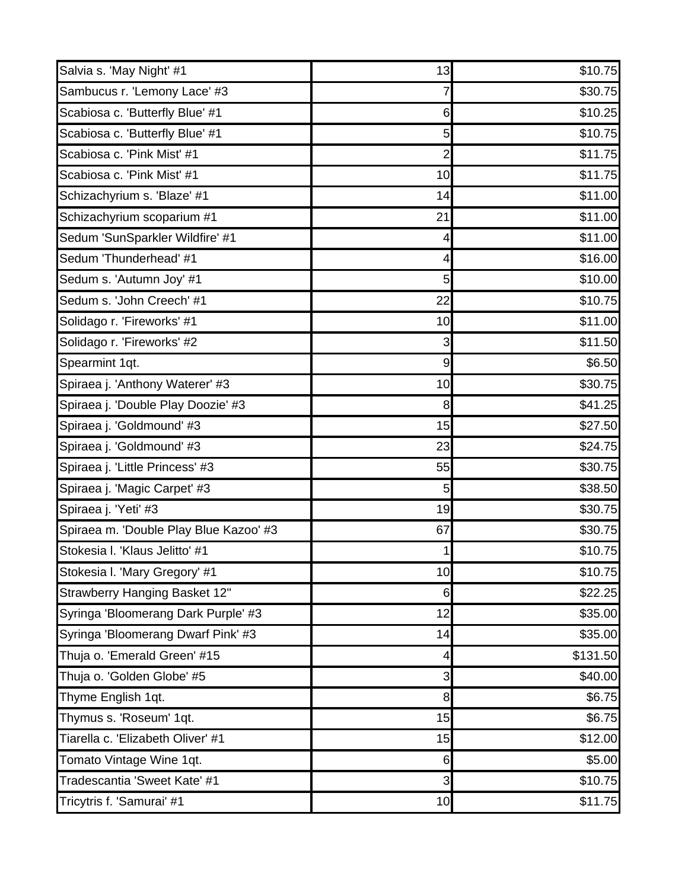| | | |
|---|---|---|
| Salvia s. 'May Night' #1 | 13 | $10.75 |
| Sambucus r. 'Lemony Lace' #3 | 7 | $30.75 |
| Scabiosa c. 'Butterfly Blue' #1 | 6 | $10.25 |
| Scabiosa c. 'Butterfly Blue' #1 | 5 | $10.75 |
| Scabiosa c. 'Pink Mist' #1 | 2 | $11.75 |
| Scabiosa c. 'Pink Mist' #1 | 10 | $11.75 |
| Schizachyrium s. 'Blaze' #1 | 14 | $11.00 |
| Schizachyrium scoparium #1 | 21 | $11.00 |
| Sedum 'SunSparkler Wildfire' #1 | 4 | $11.00 |
| Sedum 'Thunderhead' #1 | 4 | $16.00 |
| Sedum s. 'Autumn Joy' #1 | 5 | $10.00 |
| Sedum s. 'John Creech' #1 | 22 | $10.75 |
| Solidago r. 'Fireworks' #1 | 10 | $11.00 |
| Solidago r. 'Fireworks' #2 | 3 | $11.50 |
| Spearmint 1qt. | 9 | $6.50 |
| Spiraea j. 'Anthony Waterer' #3 | 10 | $30.75 |
| Spiraea j. 'Double Play Doozie' #3 | 8 | $41.25 |
| Spiraea j. 'Goldmound' #3 | 15 | $27.50 |
| Spiraea j. 'Goldmound' #3 | 23 | $24.75 |
| Spiraea j. 'Little Princess' #3 | 55 | $30.75 |
| Spiraea j. 'Magic Carpet' #3 | 5 | $38.50 |
| Spiraea j. 'Yeti' #3 | 19 | $30.75 |
| Spiraea m. 'Double Play Blue Kazoo' #3 | 67 | $30.75 |
| Stokesia l. 'Klaus Jelitto' #1 | 1 | $10.75 |
| Stokesia l. 'Mary Gregory' #1 | 10 | $10.75 |
| Strawberry Hanging Basket 12" | 6 | $22.25 |
| Syringa 'Bloomerang Dark Purple' #3 | 12 | $35.00 |
| Syringa 'Bloomerang Dwarf Pink' #3 | 14 | $35.00 |
| Thuja o. 'Emerald Green' #15 | 4 | $131.50 |
| Thuja o. 'Golden Globe' #5 | 3 | $40.00 |
| Thyme English 1qt. | 8 | $6.75 |
| Thymus s. 'Roseum' 1qt. | 15 | $6.75 |
| Tiarella c. 'Elizabeth Oliver' #1 | 15 | $12.00 |
| Tomato Vintage Wine 1qt. | 6 | $5.00 |
| Tradescantia 'Sweet Kate' #1 | 3 | $10.75 |
| Tricytris f. 'Samurai' #1 | 10 | $11.75 |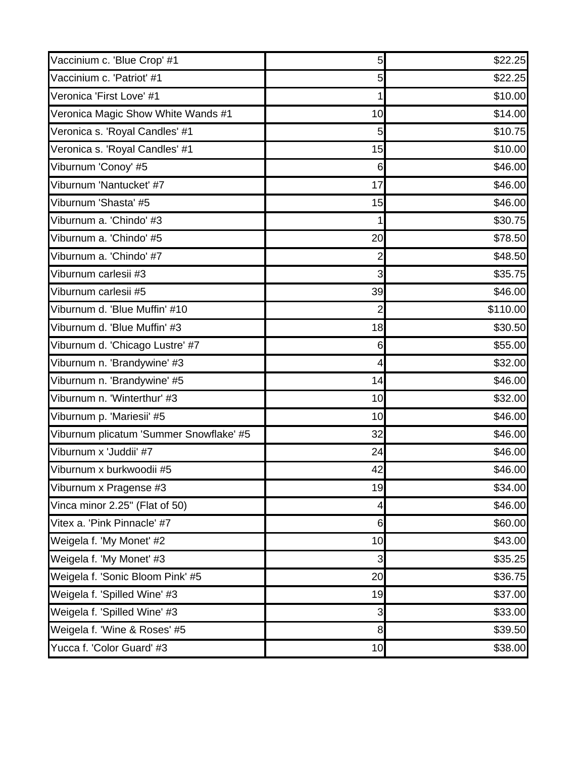| | | |
|---|---|---|
| Vaccinium c. 'Blue Crop' #1 | 5 | $22.25 |
| Vaccinium c. 'Patriot' #1 | 5 | $22.25 |
| Veronica 'First Love' #1 | 1 | $10.00 |
| Veronica Magic Show White Wands #1 | 10 | $14.00 |
| Veronica s. 'Royal Candles' #1 | 5 | $10.75 |
| Veronica s. 'Royal Candles' #1 | 15 | $10.00 |
| Viburnum 'Conoy' #5 | 6 | $46.00 |
| Viburnum 'Nantucket' #7 | 17 | $46.00 |
| Viburnum 'Shasta' #5 | 15 | $46.00 |
| Viburnum a. 'Chindo' #3 | 1 | $30.75 |
| Viburnum a. 'Chindo' #5 | 20 | $78.50 |
| Viburnum a. 'Chindo' #7 | 2 | $48.50 |
| Viburnum carlesii #3 | 3 | $35.75 |
| Viburnum carlesii #5 | 39 | $46.00 |
| Viburnum d. 'Blue Muffin' #10 | 2 | $110.00 |
| Viburnum d. 'Blue Muffin' #3 | 18 | $30.50 |
| Viburnum d. 'Chicago Lustre' #7 | 6 | $55.00 |
| Viburnum n. 'Brandywine' #3 | 4 | $32.00 |
| Viburnum n. 'Brandywine' #5 | 14 | $46.00 |
| Viburnum n. 'Winterthur' #3 | 10 | $32.00 |
| Viburnum p. 'Mariesii' #5 | 10 | $46.00 |
| Viburnum plicatum 'Summer Snowflake' #5 | 32 | $46.00 |
| Viburnum x 'Juddii' #7 | 24 | $46.00 |
| Viburnum x burkwoodii #5 | 42 | $46.00 |
| Viburnum x Pragense #3 | 19 | $34.00 |
| Vinca minor 2.25" (Flat of 50) | 4 | $46.00 |
| Vitex a. 'Pink Pinnacle' #7 | 6 | $60.00 |
| Weigela f. 'My Monet' #2 | 10 | $43.00 |
| Weigela f. 'My Monet' #3 | 3 | $35.25 |
| Weigela f. 'Sonic Bloom Pink' #5 | 20 | $36.75 |
| Weigela f. 'Spilled Wine' #3 | 19 | $37.00 |
| Weigela f. 'Spilled Wine' #3 | 3 | $33.00 |
| Weigela f. 'Wine & Roses' #5 | 8 | $39.50 |
| Yucca f. 'Color Guard' #3 | 10 | $38.00 |